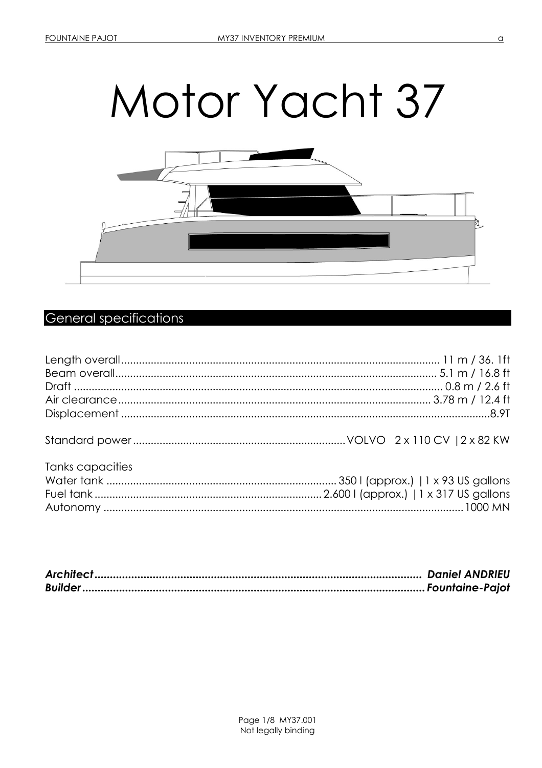# Motor Yacht 37

## General specifications

Length overall........................................................................................................... 11 m / 36. 1ft
Beam overall........................................................................................................... 5.1 m / 16.8 ft
Draft ......................................................................................................................... 0.8 m / 2.6 ft
Air clearance........................................................................................................ 3.78 m / 12.4 ft
Displacement ...........................................................................................................................8.9T

Standard power.......................................................................VOLVO 2 x 110 CV |2 x 82 KW

Tanks capacities
Water tank ............................................................................. 350 l (approx.) |1 x 93 US gallons
Fuel tank ............................................................................ 2.600 l (approx.) |1 x 317 US gallons
Autonomy ........................................................................................................................1000 MN

***Architect*** ***..........................................................................................................Daniel ANDRIEU***
***Builder*** ***..............................................................................................................Fountaine-Pajot***

MY37.001
Not legally binding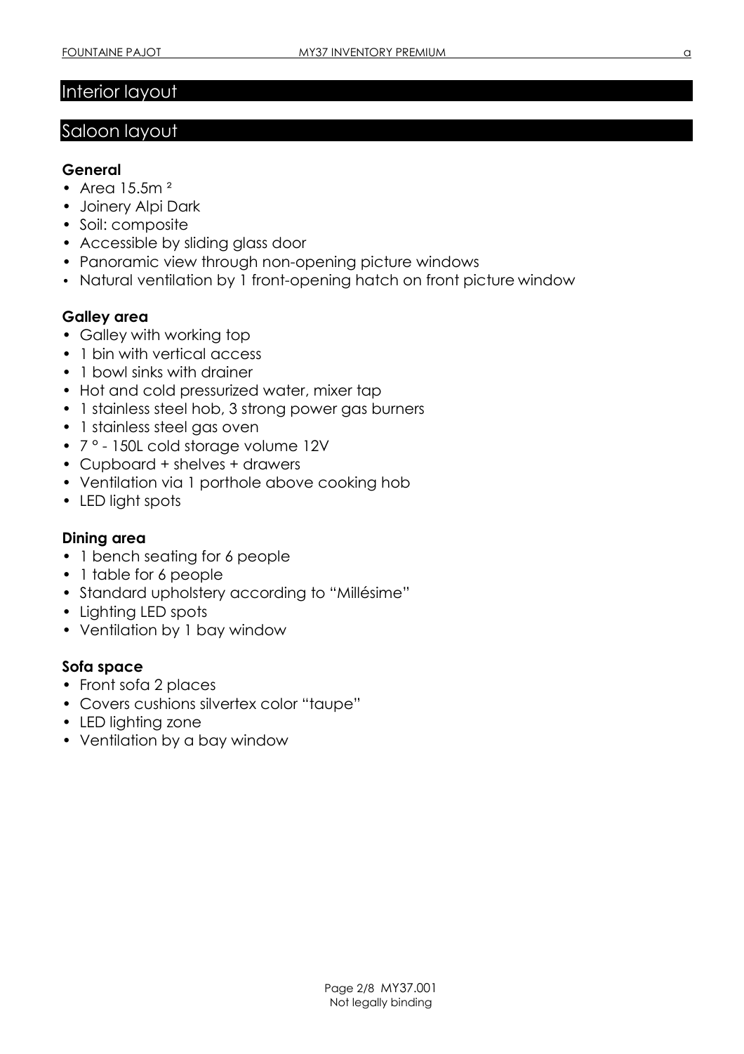# Interior layout

## Saloon layout

**General**

- Area 15.5m ²
- Joinery Alpi Dark
- Soil: composite
- Accessible by sliding glass door
- Panoramic view through non-opening picture windows
- Natural ventilation by 1 front-opening hatch on front picture window

**Galley area**

- Galley with working top
- 1 bin with vertical access
- 1 bowl sinks with drainer
- Hot and cold pressurized water, mixer tap
- 1 stainless steel hob, 3 strong power gas burners
- 1 stainless steel gas oven
- 7 ° - 150L cold storage volume 12V
- Cupboard + shelves + drawers
- Ventilation via 1 porthole above cooking hob
- LED light spots

**Dining area**

- 1 bench seating for 6 people
- 1 table for 6 people
- Standard upholstery according to "Millésime"
- Lighting LED spots
- Ventilation by 1 bay window

**Sofa space**

- Front sofa 2 places
- Covers cushions silvertex color "taupe"
- LED lighting zone
- Ventilation by a bay window

Not legally binding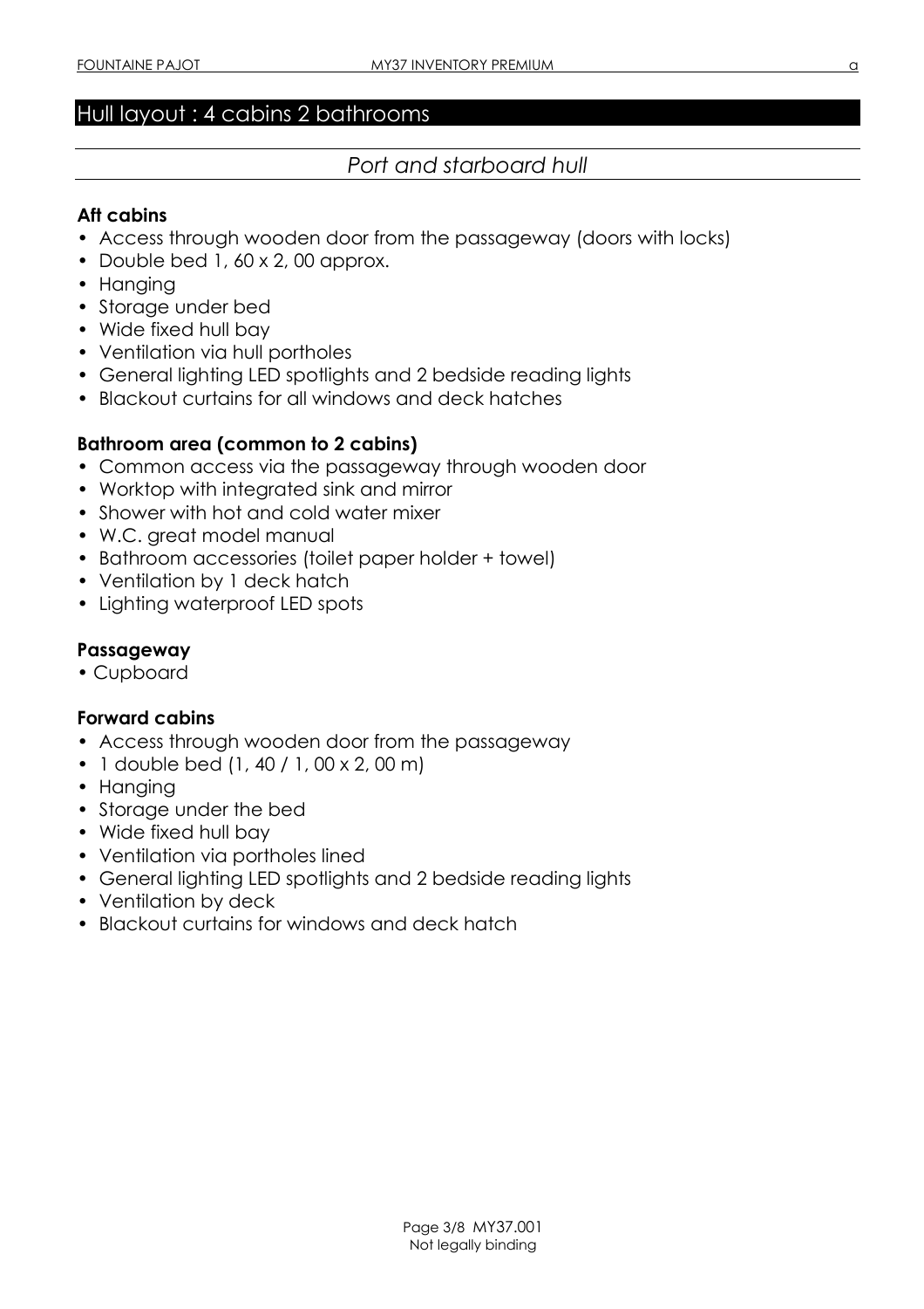## Hull layout : 4 cabins 2 bathrooms

### *Port and starboard hull*

**Aft cabins**

- Access through wooden door from the passageway (doors with locks)
- Double bed 1, 60 x 2, 00 approx.
- Hanging
- Storage under bed
- Wide fixed hull bay
- Ventilation via hull portholes
- General lighting LED spotlights and 2 bedside reading lights
- Blackout curtains for all windows and deck hatches

**Bathroom area (common to 2 cabins)**

- Common access via the passageway through wooden door
- Worktop with integrated sink and mirror
- Shower with hot and cold water mixer
- W.C. great model manual
- Bathroom accessories (toilet paper holder + towel)
- Ventilation by 1 deck hatch
- Lighting waterproof LED spots

**Passageway**

- Cupboard

**Forward cabins**

- Access through wooden door from the passageway
- 1 double bed (1, 40 / 1, 00 x 2, 00 m)
- Hanging
- Storage under the bed
- Wide fixed hull bay
- Ventilation via portholes lined
- General lighting LED spotlights and 2 bedside reading lights
- Ventilation by deck
- Blackout curtains for windows and deck hatch

MY37.001
Not legally binding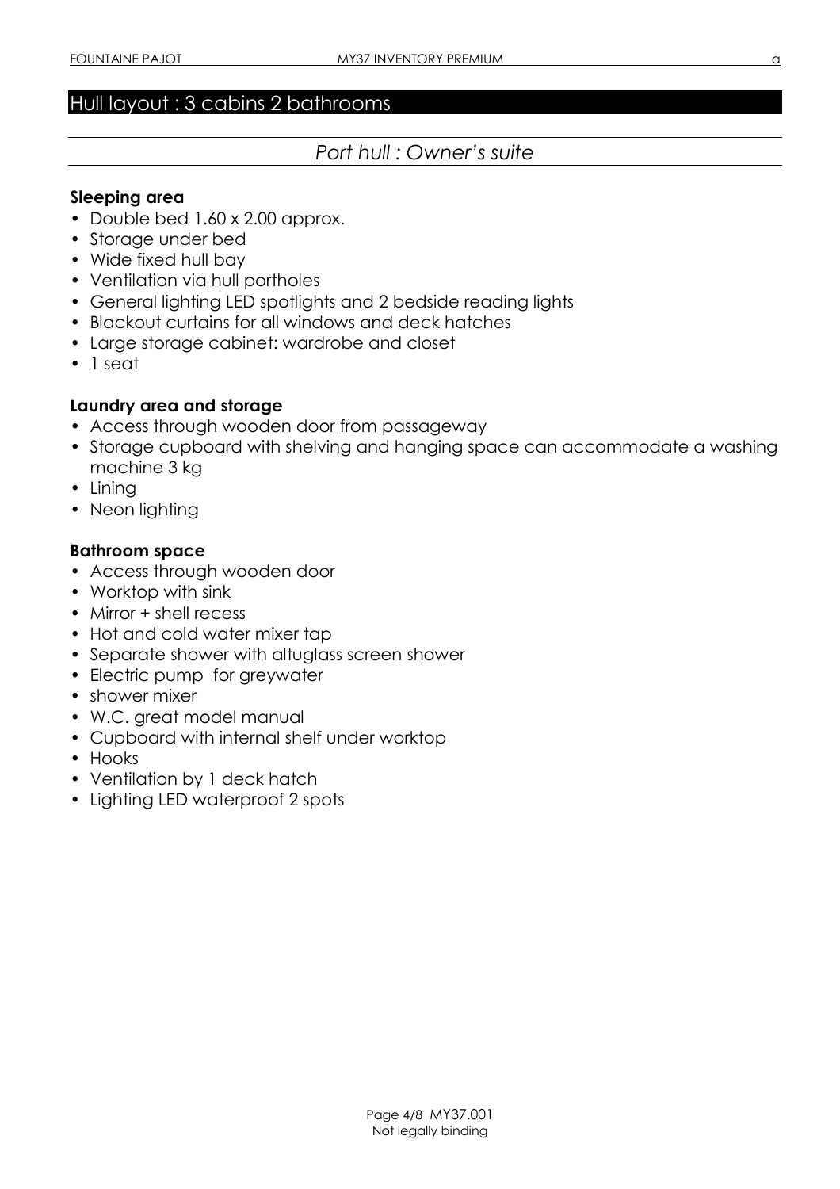## Hull layout : 3 cabins 2 bathrooms

### *Port hull : Owner's suite*

**Sleeping area**

- Double bed 1.60 x 2.00 approx.
- Storage under bed
- Wide fixed hull bay
- Ventilation via hull portholes
- General lighting LED spotlights and 2 bedside reading lights
- Blackout curtains for all windows and deck hatches
- Large storage cabinet: wardrobe and closet
- 1 seat

**Laundry area and storage**

- Access through wooden door from passageway
- Storage cupboard with shelving and hanging space can accommodate a washing machine 3 kg
- Lining
- Neon lighting

**Bathroom space**

- Access through wooden door
- Worktop with sink
- Mirror + shell recess
- Hot and cold water mixer tap
- Separate shower with altuglass screen shower
- Electric pump for greywater
- shower mixer
- W.C. great model manual
- Cupboard with internal shelf under worktop
- Hooks
- Ventilation by 1 deck hatch
- Lighting LED waterproof 2 spots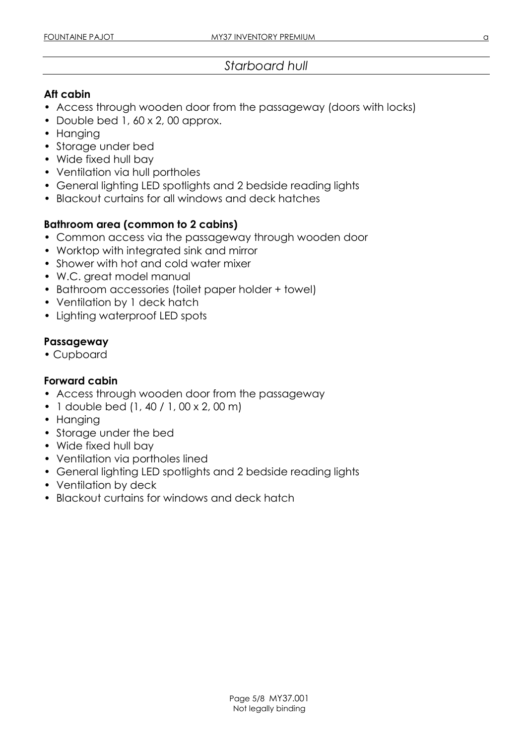## *Starboard hull*

### Aft cabin

- Access through wooden door from the passageway (doors with locks)
- Double bed 1, 60 x 2, 00 approx.
- Hanging
- Storage under bed
- Wide fixed hull bay
- Ventilation via hull portholes
- General lighting LED spotlights and 2 bedside reading lights
- Blackout curtains for all windows and deck hatches

### Bathroom area (common to 2 cabins)

- Common access via the passageway through wooden door
- Worktop with integrated sink and mirror
- Shower with hot and cold water mixer
- W.C. great model manual
- Bathroom accessories (toilet paper holder + towel)
- Ventilation by 1 deck hatch
- Lighting waterproof LED spots

### Passageway

- Cupboard

### Forward cabin

- Access through wooden door from the passageway
- 1 double bed (1, 40 / 1, 00 x 2, 00 m)
- Hanging
- Storage under the bed
- Wide fixed hull bay
- Ventilation via portholes lined
- General lighting LED spotlights and 2 bedside reading lights
- Ventilation by deck
- Blackout curtains for windows and deck hatch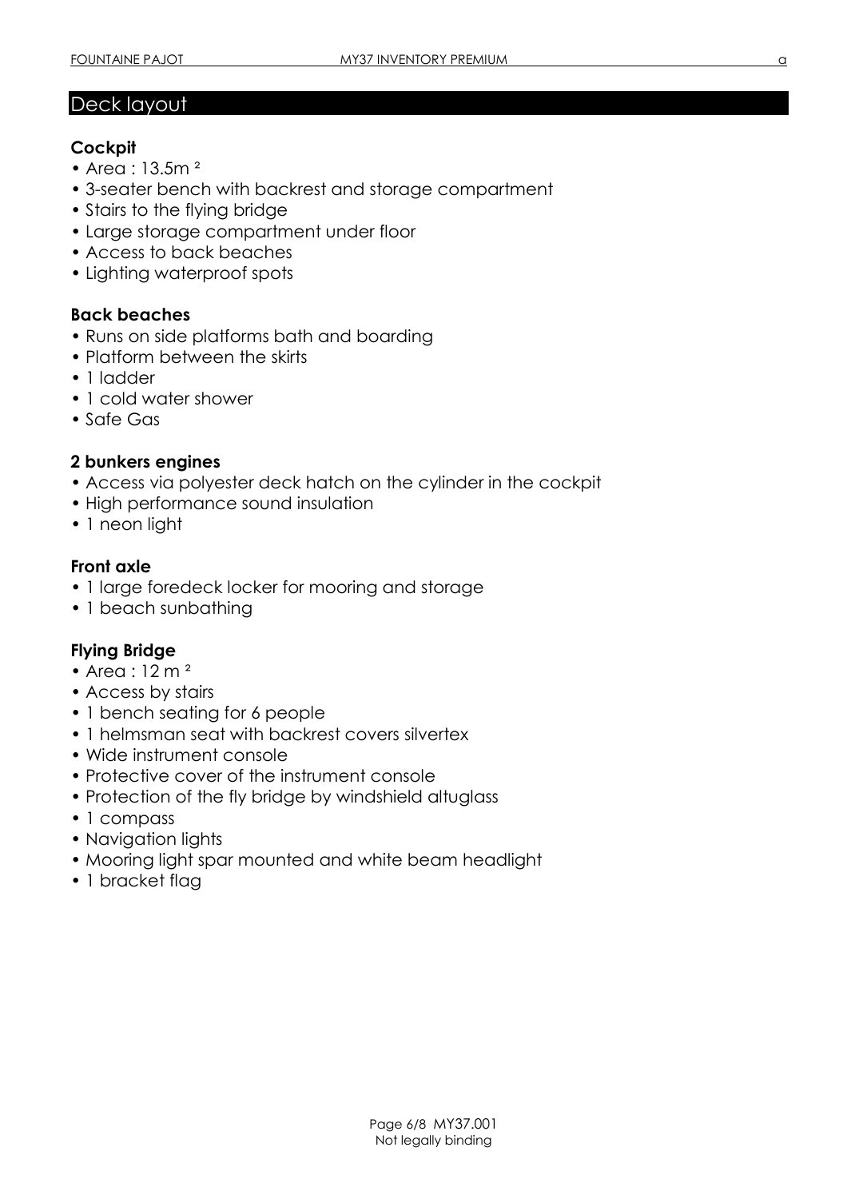## Deck layout

### Cockpit

- Area : 13.5m ²
- 3-seater bench with backrest and storage compartment
- Stairs to the flying bridge
- Large storage compartment under floor
- Access to back beaches
- Lighting waterproof spots

### Back beaches

- Runs on side platforms bath and boarding
- Platform between the skirts
- 1 ladder
- 1 cold water shower
- Safe Gas

### 2 bunkers engines

- Access via polyester deck hatch on the cylinder in the cockpit
- High performance sound insulation
- 1 neon light

### Front axle

- 1 large foredeck locker for mooring and storage
- 1 beach sunbathing

### Flying Bridge

- Area : 12 m ²
- Access by stairs
- 1 bench seating for 6 people
- 1 helmsman seat with backrest covers silvertex
- Wide instrument console
- Protective cover of the instrument console
- Protection of the fly bridge by windshield altuglass
- 1 compass
- Navigation lights
- Mooring light spar mounted and white beam headlight
- 1 bracket flag

Not legally binding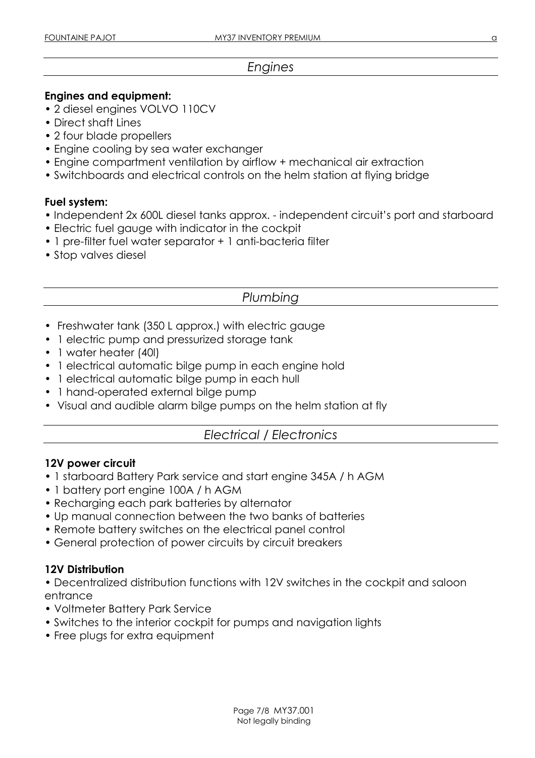## Engines

**Engines and equipment:**

- 2 diesel engines VOLVO 110CV
- Direct shaft Lines
- 2 four blade propellers
- Engine cooling by sea water exchanger
- Engine compartment ventilation by airflow + mechanical air extraction
- Switchboards and electrical controls on the helm station at flying bridge

**Fuel system:**

- Independent 2x 600L diesel tanks approx. - independent circuit's port and starboard
- Electric fuel gauge with indicator in the cockpit
- 1 pre-filter fuel water separator + 1 anti-bacteria filter
- Stop valves diesel

## Plumbing

- Freshwater tank (350 L approx.) with electric gauge
- 1 electric pump and pressurized storage tank
- 1 water heater (40l)
- 1 electrical automatic bilge pump in each engine hold
- 1 electrical automatic bilge pump in each hull
- 1 hand-operated external bilge pump
- Visual and audible alarm bilge pumps on the helm station at fly

## Electrical / Electronics

**12V power circuit**

- 1 starboard Battery Park service and start engine 345A / h AGM
- 1 battery port engine 100A / h AGM
- Recharging each park batteries by alternator
- Up manual connection between the two banks of batteries
- Remote battery switches on the electrical panel control
- General protection of power circuits by circuit breakers

**12V Distribution**

- Decentralized distribution functions with 12V switches in the cockpit and saloon entrance
- Voltmeter Battery Park Service
- Switches to the interior cockpit for pumps and navigation lights
- Free plugs for extra equipment

MY37.001
Not legally binding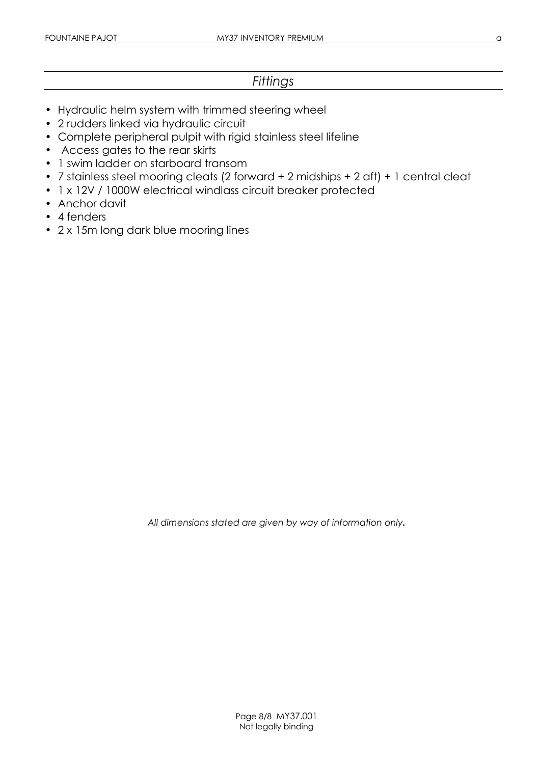## *Fittings*

- Hydraulic helm system with trimmed steering wheel
- 2 rudders linked via hydraulic circuit
- Complete peripheral pulpit with rigid stainless steel lifeline
- Access gates to the rear skirts
- 1 swim ladder on starboard transom
- 7 stainless steel mooring cleats (2 forward + 2 midships + 2 aft) + 1 central cleat
- 1 x 12V / 1000W electrical windlass circuit breaker protected
- Anchor davit
- 4 fenders
- 2 x 15m long dark blue mooring lines

*All dimensions stated are given by way of information only.*

Not legally binding